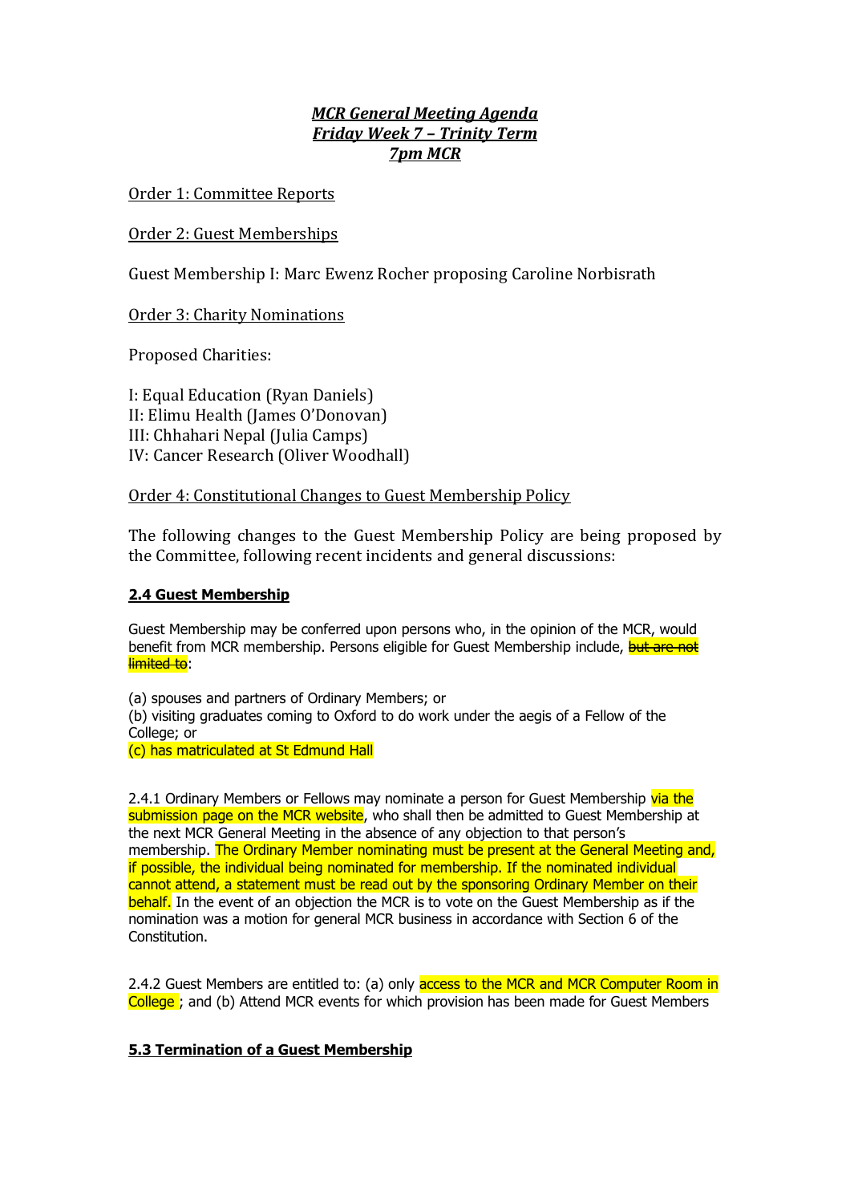***MCR General Meeting Agenda***
***Friday Week 7 – Trinity Term***
***7pm MCR***

Order 1: Committee Reports

Order 2: Guest Memberships

Guest Membership I: Marc Ewenz Rocher proposing Caroline Norbisrath

Order 3: Charity Nominations

Proposed Charities:

I: Equal Education (Ryan Daniels)
II: Elimu Health (James O'Donovan)
III: Chhahari Nepal (Julia Camps)
IV: Cancer Research (Oliver Woodhall)

Order 4: Constitutional Changes to Guest Membership Policy

The following changes to the Guest Membership Policy are being proposed by the Committee, following recent incidents and general discussions:

**2.4 Guest Membership**

Guest Membership may be conferred upon persons who, in the opinion of the MCR, would benefit from MCR membership. Persons eligible for Guest Membership include, ~~but are not limited to~~:

(a) spouses and partners of Ordinary Members; or
(b) visiting graduates coming to Oxford to do work under the aegis of a Fellow of the College; or
(c) has matriculated at St Edmund Hall

2.4.1 Ordinary Members or Fellows may nominate a person for Guest Membership via the submission page on the MCR website, who shall then be admitted to Guest Membership at the next MCR General Meeting in the absence of any objection to that person's membership. The Ordinary Member nominating must be present at the General Meeting and, if possible, the individual being nominated for membership. If the nominated individual cannot attend, a statement must be read out by the sponsoring Ordinary Member on their behalf. In the event of an objection the MCR is to vote on the Guest Membership as if the nomination was a motion for general MCR business in accordance with Section 6 of the Constitution.

2.4.2 Guest Members are entitled to: (a) only access to the MCR and MCR Computer Room in College ; and (b) Attend MCR events for which provision has been made for Guest Members

**5.3 Termination of a Guest Membership**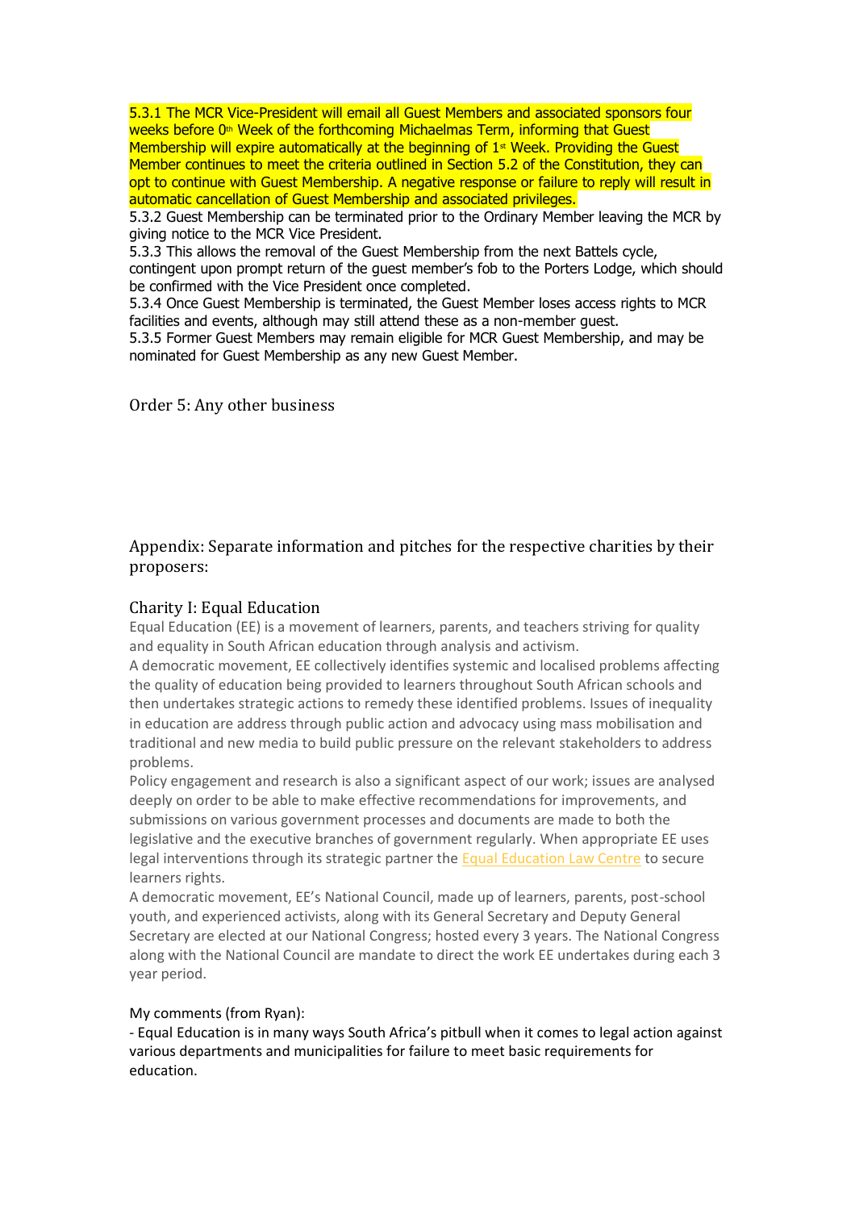5.3.1 The MCR Vice-President will email all Guest Members and associated sponsors four weeks before 0th Week of the forthcoming Michaelmas Term, informing that Guest Membership will expire automatically at the beginning of 1st Week. Providing the Guest Member continues to meet the criteria outlined in Section 5.2 of the Constitution, they can opt to continue with Guest Membership. A negative response or failure to reply will result in automatic cancellation of Guest Membership and associated privileges.

5.3.2 Guest Membership can be terminated prior to the Ordinary Member leaving the MCR by giving notice to the MCR Vice President.

5.3.3 This allows the removal of the Guest Membership from the next Battels cycle, contingent upon prompt return of the guest member's fob to the Porters Lodge, which should be confirmed with the Vice President once completed.

5.3.4 Once Guest Membership is terminated, the Guest Member loses access rights to MCR facilities and events, although may still attend these as a non-member guest.

5.3.5 Former Guest Members may remain eligible for MCR Guest Membership, and may be nominated for Guest Membership as any new Guest Member.

## Order 5: Any other business

## Appendix: Separate information and pitches for the respective charities by their proposers:

### Charity I: Equal Education

Equal Education (EE) is a movement of learners, parents, and teachers striving for quality and equality in South African education through analysis and activism.

A democratic movement, EE collectively identifies systemic and localised problems affecting the quality of education being provided to learners throughout South African schools and then undertakes strategic actions to remedy these identified problems. Issues of inequality in education are address through public action and advocacy using mass mobilisation and traditional and new media to build public pressure on the relevant stakeholders to address problems.

Policy engagement and research is also a significant aspect of our work; issues are analysed deeply on order to be able to make effective recommendations for improvements, and submissions on various government processes and documents are made to both the legislative and the executive branches of government regularly. When appropriate EE uses legal interventions through its strategic partner the Equal Education Law Centre to secure learners rights.

A democratic movement, EE's National Council, made up of learners, parents, post-school youth, and experienced activists, along with its General Secretary and Deputy General Secretary are elected at our National Congress; hosted every 3 years. The National Congress along with the National Council are mandate to direct the work EE undertakes during each 3 year period.

My comments (from Ryan):

- Equal Education is in many ways South Africa's pitbull when it comes to legal action against various departments and municipalities for failure to meet basic requirements for education.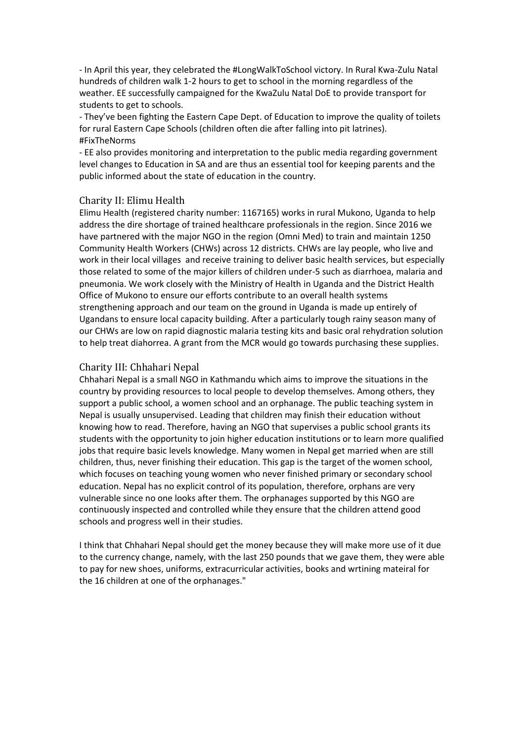- In April this year, they celebrated the #LongWalkToSchool victory. In Rural Kwa-Zulu Natal hundreds of children walk 1-2 hours to get to school in the morning regardless of the weather. EE successfully campaigned for the KwaZulu Natal DoE to provide transport for students to get to schools.
- They've been fighting the Eastern Cape Dept. of Education to improve the quality of toilets for rural Eastern Cape Schools (children often die after falling into pit latrines). #FixTheNorms
- EE also provides monitoring and interpretation to the public media regarding government level changes to Education in SA and are thus an essential tool for keeping parents and the public informed about the state of education in the country.

## Charity II: Elimu Health

Elimu Health (registered charity number: 1167165) works in rural Mukono, Uganda to help address the dire shortage of trained healthcare professionals in the region. Since 2016 we have partnered with the major NGO in the region (Omni Med) to train and maintain 1250 Community Health Workers (CHWs) across 12 districts. CHWs are lay people, who live and work in their local villages and receive training to deliver basic health services, but especially those related to some of the major killers of children under-5 such as diarrhoea, malaria and pneumonia. We work closely with the Ministry of Health in Uganda and the District Health Office of Mukono to ensure our efforts contribute to an overall health systems strengthening approach and our team on the ground in Uganda is made up entirely of Ugandans to ensure local capacity building. After a particularly tough rainy season many of our CHWs are low on rapid diagnostic malaria testing kits and basic oral rehydration solution to help treat diahorrea. A grant from the MCR would go towards purchasing these supplies.

## Charity III: Chhahari Nepal

Chhahari Nepal is a small NGO in Kathmandu which aims to improve the situations in the country by providing resources to local people to develop themselves. Among others, they support a public school, a women school and an orphanage. The public teaching system in Nepal is usually unsupervised. Leading that children may finish their education without knowing how to read. Therefore, having an NGO that supervises a public school grants its students with the opportunity to join higher education institutions or to learn more qualified jobs that require basic levels knowledge. Many women in Nepal get married when are still children, thus, never finishing their education. This gap is the target of the women school, which focuses on teaching young women who never finished primary or secondary school education. Nepal has no explicit control of its population, therefore, orphans are very vulnerable since no one looks after them. The orphanages supported by this NGO are continuously inspected and controlled while they ensure that the children attend good schools and progress well in their studies.

I think that Chhahari Nepal should get the money because they will make more use of it due to the currency change, namely, with the last 250 pounds that we gave them, they were able to pay for new shoes, uniforms, extracurricular activities, books and wrtining mateiral for the 16 children at one of the orphanages."